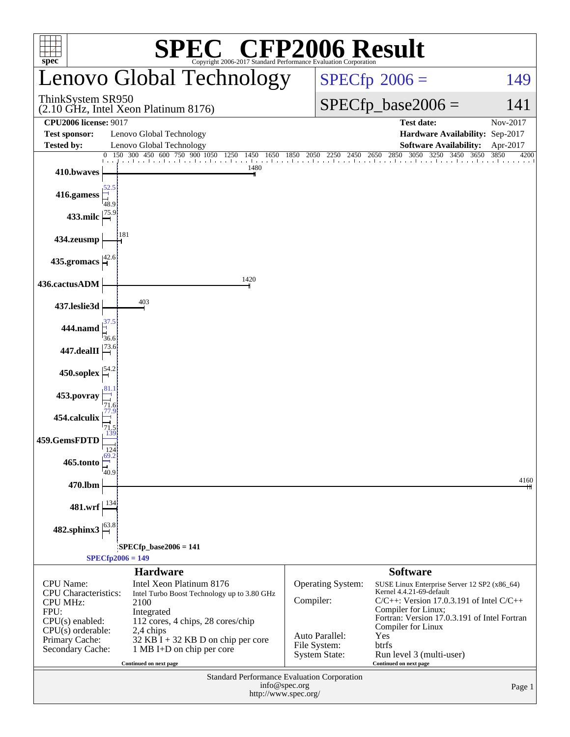# SPEC CFP2006 Result

Copyright 2006-2017 Standard Performance Evaluation Corporation

## Lenovo Global Technology

ThinkSystem SR950
(2.10 GHz, Intel Xeon Platinum 8176)

SPECfp 2006 = 149

SPECfp_base2006 = 141

| | | | |
|---|---|---|---|
| **CPU2006 license:** 9017 | | **Test date:** | Nov-2017 |
| **Test sponsor:** | Lenovo Global Technology | **Hardware Availability:** | Sep-2017 |
| **Tested by:** | Lenovo Global Technology | **Software Availability:** | Apr-2017 |

| Benchmark | Base | Peak |
|---|---|---|
| 410.bwaves | 1480 | |
| 416.gamess | 48.9 | 52.5 |
| 433.milc | 75.9 | |
| 434.zeusmp | 181 | |
| 435.gromacs | 42.6 | |
| 436.cactusADM | 1420 | |
| 437.leslie3d | 403 | |
| 444.namd | 36.6 | 37.5 |
| 447.dealII | 73.6 | |
| 450.soplex | 54.2 | |
| 453.povray | 71.6 | 81.1 |
| 454.calculix | 71.5 | 77.9 |
| 459.GemsFDTD | 124 | 139 |
| 465.tonto | 40.9 | 69.2 |
| 470.lbm | 4160 | |
| 481.wrf | 134 | |
| 482.sphinx3 | 63.8 | |

SPECfp_base2006 = 141

SPECfp2006 = 149

### Hardware

| | |
|---|---|
| CPU Name: | Intel Xeon Platinum 8176 |
| CPU Characteristics: | Intel Turbo Boost Technology up to 3.80 GHz |
| CPU MHz: | 2100 |
| FPU: | Integrated |
| CPU(s) enabled: | 112 cores, 4 chips, 28 cores/chip |
| CPU(s) orderable: | 2,4 chips |
| Primary Cache: | 32 KB I + 32 KB D on chip per core |
| Secondary Cache: | 1 MB I+D on chip per core |

Continued on next page

### Software

| | |
|---|---|
| Operating System: | SUSE Linux Enterprise Server 12 SP2 (x86_64) Kernel 4.4.21-69-default |
| Compiler: | C/C++: Version 17.0.3.191 of Intel C/C++ Compiler for Linux; Fortran: Version 17.0.3.191 of Intel Fortran Compiler for Linux |
| Auto Parallel: | Yes |
| File System: | btrfs |
| System State: | Run level 3 (multi-user) |

Continued on next page

Standard Performance Evaluation Corporation
info@spec.org
http://www.spec.org/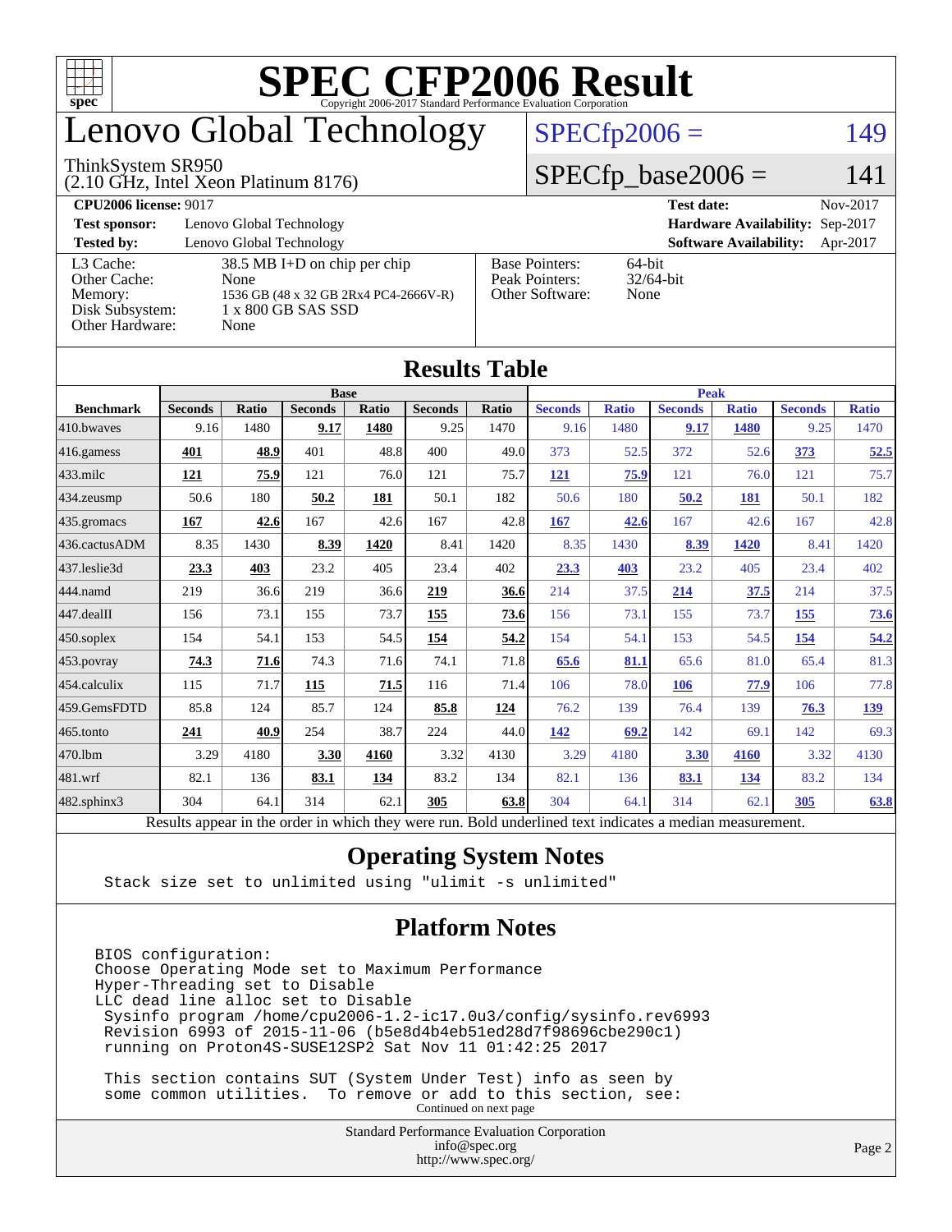# SPEC CFP2006 Result

Copyright 2006-2017 Standard Performance Evaluation Corporation

## Lenovo Global Technology

ThinkSystem SR950
(2.10 GHz, Intel Xeon Platinum 8176)

SPECfp2006 = 149

SPECfp_base2006 = 141

| | | | |
|---|---|---|---|
| **CPU2006 license:** 9017 | | **Test date:** | Nov-2017 |
| **Test sponsor:** | Lenovo Global Technology | **Hardware Availability:** | Sep-2017 |
| **Tested by:** | Lenovo Global Technology | **Software Availability:** | Apr-2017 |

| | | | |
|---|---|---|---|
| L3 Cache: | 38.5 MB I+D on chip per chip | Base Pointers: | 64-bit |
| Other Cache: | None | Peak Pointers: | 32/64-bit |
| Memory: | 1536 GB (48 x 32 GB 2Rx4 PC4-2666V-R) | Other Software: | None |
| Disk Subsystem: | 1 x 800 GB SAS SSD | | |
| Other Hardware: | None | | |

## Results Table

| | Base | | | | | | Peak | | | | | |
|---|---|---|---|---|---|---|---|---|---|---|---|---|
| **Benchmark** | **Seconds** | **Ratio** | **Seconds** | **Ratio** | **Seconds** | **Ratio** | **Seconds** | **Ratio** | **Seconds** | **Ratio** | **Seconds** | **Ratio** |
| 410.bwaves | 9.16 | 1480 | **9.17** | **1480** | 9.25 | 1470 | 9.16 | 1480 | **9.17** | **1480** | 9.25 | 1470 |
| 416.gamess | **401** | **48.9** | 401 | 48.8 | 400 | 49.0 | 373 | 52.5 | 372 | 52.6 | **373** | **52.5** |
| 433.milc | **121** | **75.9** | 121 | 76.0 | 121 | 75.7 | **121** | **75.9** | 121 | 76.0 | 121 | 75.7 |
| 434.zeusmp | 50.6 | 180 | **50.2** | **181** | 50.1 | 182 | 50.6 | 180 | **50.2** | **181** | 50.1 | 182 |
| 435.gromacs | **167** | **42.6** | 167 | 42.6 | 167 | 42.8 | **167** | **42.6** | 167 | 42.6 | 167 | 42.8 |
| 436.cactusADM | 8.35 | 1430 | **8.39** | **1420** | 8.41 | 1420 | 8.35 | 1430 | **8.39** | **1420** | 8.41 | 1420 |
| 437.leslie3d | **23.3** | **403** | 23.2 | 405 | 23.4 | 402 | **23.3** | **403** | 23.2 | 405 | 23.4 | 402 |
| 444.namd | 219 | 36.6 | 219 | 36.6 | **219** | **36.6** | 214 | 37.5 | **214** | **37.5** | 214 | 37.5 |
| 447.dealII | 156 | 73.1 | 155 | 73.7 | **155** | **73.6** | 156 | 73.1 | 155 | 73.7 | **155** | **73.6** |
| 450.soplex | 154 | 54.1 | 153 | 54.5 | **154** | **54.2** | 154 | 54.1 | 153 | 54.5 | **154** | **54.2** |
| 453.povray | **74.3** | **71.6** | 74.3 | 71.6 | 74.1 | 71.8 | **65.6** | **81.1** | 65.6 | 81.0 | 65.4 | 81.3 |
| 454.calculix | 115 | 71.7 | **115** | **71.5** | 116 | 71.4 | 106 | 78.0 | **106** | **77.9** | 106 | 77.8 |
| 459.GemsFDTD | 85.8 | 124 | 85.7 | 124 | **85.8** | **124** | 76.2 | 139 | 76.4 | 139 | **76.3** | **139** |
| 465.tonto | **241** | **40.9** | 254 | 38.7 | 224 | 44.0 | **142** | **69.2** | 142 | 69.1 | 142 | 69.3 |
| 470.lbm | 3.29 | 4180 | **3.30** | **4160** | 3.32 | 4130 | 3.29 | 4180 | **3.30** | **4160** | 3.32 | 4130 |
| 481.wrf | 82.1 | 136 | **83.1** | **134** | 83.2 | 134 | 82.1 | 136 | **83.1** | **134** | 83.2 | 134 |
| 482.sphinx3 | 304 | 64.1 | 314 | 62.1 | **305** | **63.8** | 304 | 64.1 | 314 | 62.1 | **305** | **63.8** |

Results appear in the order in which they were run. Bold underlined text indicates a median measurement.

## Operating System Notes

```
Stack size set to unlimited using "ulimit -s unlimited"
```

## Platform Notes

```
BIOS configuration:
Choose Operating Mode set to Maximum Performance
Hyper-Threading set to Disable
LLC dead line alloc set to Disable
 Sysinfo program /home/cpu2006-1.2-ic17.0u3/config/sysinfo.rev6993
 Revision 6993 of 2015-11-06 (b5e8d4b4eb51ed28d7f98696cbe290c1)
 running on Proton4S-SUSE12SP2 Sat Nov 11 01:42:25 2017

 This section contains SUT (System Under Test) info as seen by
 some common utilities.  To remove or add to this section, see:
```

Continued on next page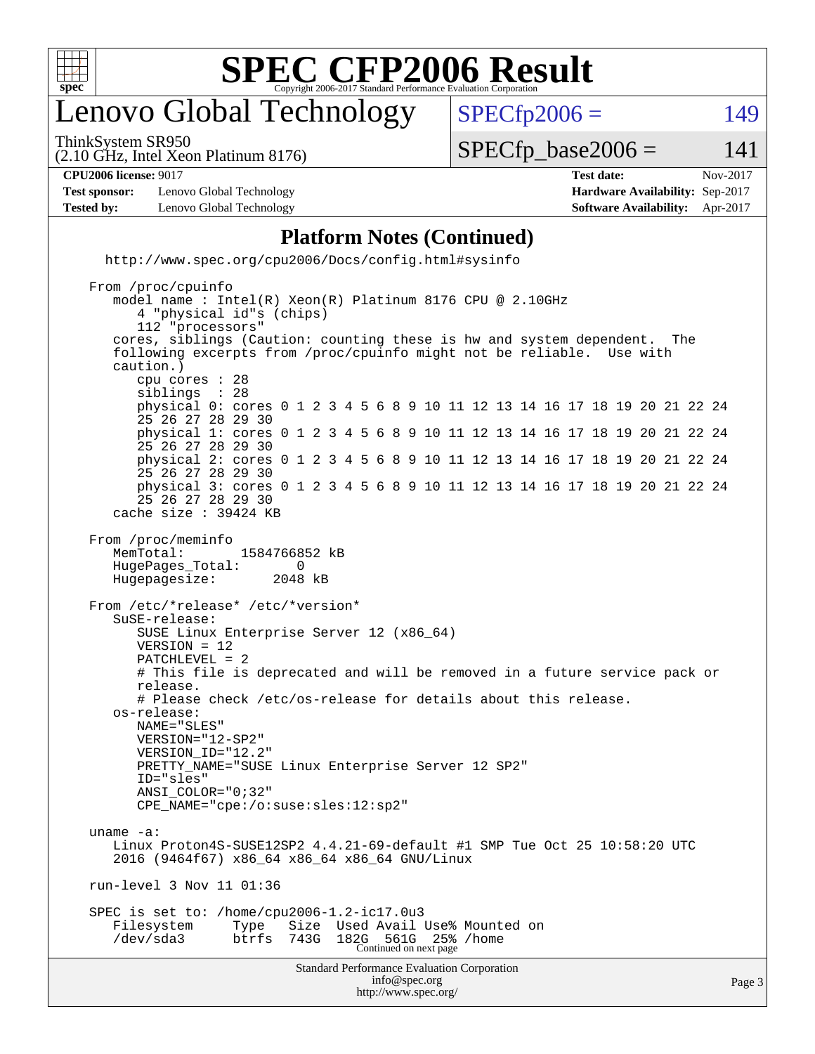# SPEC CFP2006 Result

Copyright 2006-2017 Standard Performance Evaluation Corporation

## Lenovo Global Technology

ThinkSystem SR950
(2.10 GHz, Intel Xeon Platinum 8176)

SPECfp2006 = 149

SPECfp_base2006 = 141

**CPU2006 license:** 9017
**Test sponsor:** Lenovo Global Technology
**Tested by:** Lenovo Global Technology

**Test date:** Nov-2017
**Hardware Availability:** Sep-2017
**Software Availability:** Apr-2017

### Platform Notes (Continued)

```
  http://www.spec.org/cpu2006/Docs/config.html#sysinfo

From /proc/cpuinfo
   model name : Intel(R) Xeon(R) Platinum 8176 CPU @ 2.10GHz
      4 "physical id"s (chips)
      112 "processors"
   cores, siblings (Caution: counting these is hw and system dependent.  The
   following excerpts from /proc/cpuinfo might not be reliable.  Use with
   caution.)
      cpu cores : 28
      siblings  : 28
      physical 0: cores 0 1 2 3 4 5 6 8 9 10 11 12 13 14 16 17 18 19 20 21 22 24
      25 26 27 28 29 30
      physical 1: cores 0 1 2 3 4 5 6 8 9 10 11 12 13 14 16 17 18 19 20 21 22 24
      25 26 27 28 29 30
      physical 2: cores 0 1 2 3 4 5 6 8 9 10 11 12 13 14 16 17 18 19 20 21 22 24
      25 26 27 28 29 30
      physical 3: cores 0 1 2 3 4 5 6 8 9 10 11 12 13 14 16 17 18 19 20 21 22 24
      25 26 27 28 29 30
   cache size : 39424 KB

From /proc/meminfo
   MemTotal:       1584766852 kB
   HugePages_Total:       0
   Hugepagesize:       2048 kB

From /etc/*release* /etc/*version*
   SuSE-release:
      SUSE Linux Enterprise Server 12 (x86_64)
      VERSION = 12
      PATCHLEVEL = 2
      # This file is deprecated and will be removed in a future service pack or
      release.
      # Please check /etc/os-release for details about this release.
   os-release:
      NAME="SLES"
      VERSION="12-SP2"
      VERSION_ID="12.2"
      PRETTY_NAME="SUSE Linux Enterprise Server 12 SP2"
      ID="sles"
      ANSI_COLOR="0;32"
      CPE_NAME="cpe:/o:suse:sles:12:sp2"

uname -a:
   Linux Proton4S-SUSE12SP2 4.4.21-69-default #1 SMP Tue Oct 25 10:58:20 UTC
   2016 (9464f67) x86_64 x86_64 x86_64 GNU/Linux

run-level 3 Nov 11 01:36

SPEC is set to: /home/cpu2006-1.2-ic17.0u3
   Filesystem     Type   Size  Used Avail Use% Mounted on
   /dev/sda3      btrfs  743G  182G  561G  25% /home
```

Continued on next page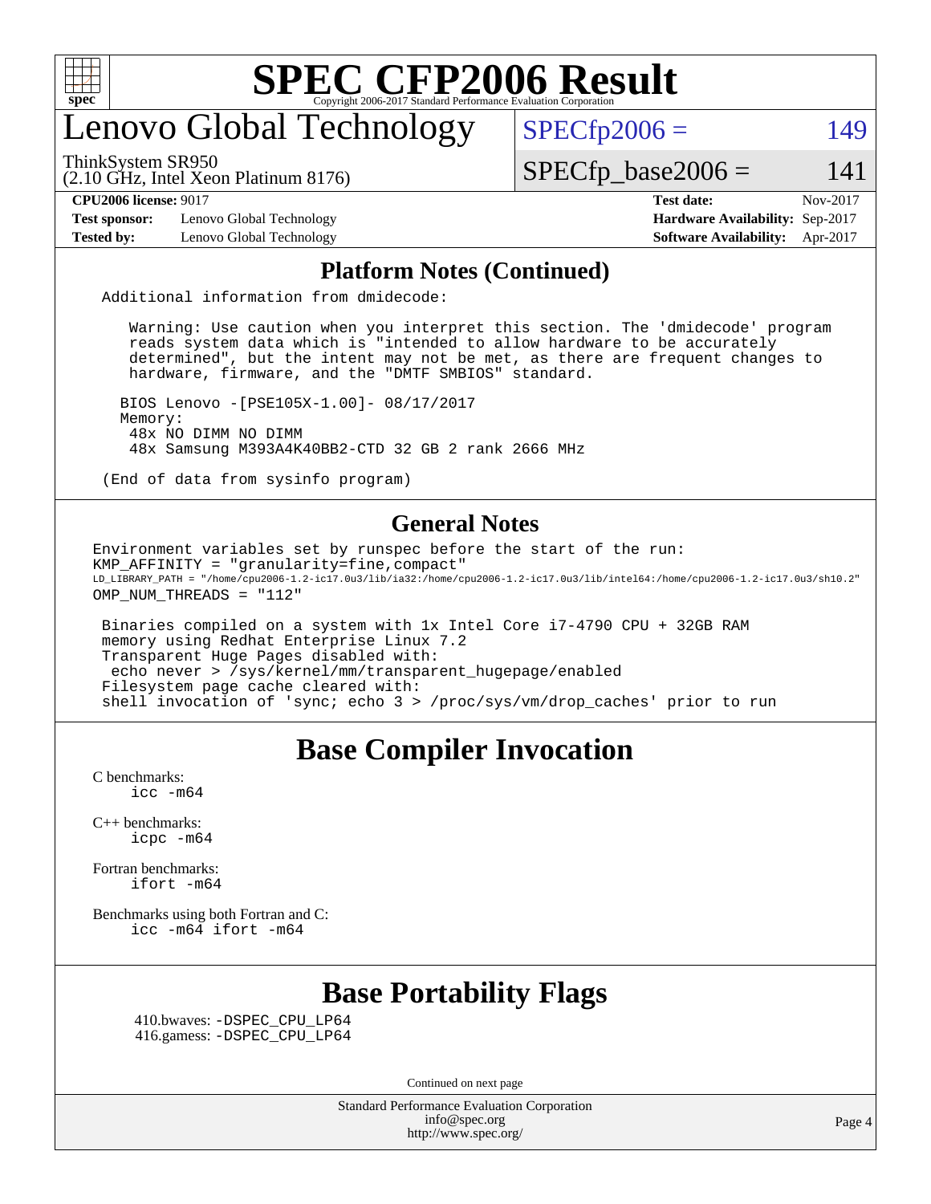# SPEC CFP2006 Result

Copyright 2006-2017 Standard Performance Evaluation Corporation

## Lenovo Global Technology

ThinkSystem SR950
(2.10 GHz, Intel Xeon Platinum 8176)

SPECfp2006 = 149

SPECfp_base2006 = 141

| | | | |
|---|---|---|---|
| **CPU2006 license:** 9017 | | **Test date:** | Nov-2017 |
| **Test sponsor:** | Lenovo Global Technology | **Hardware Availability:** | Sep-2017 |
| **Tested by:** | Lenovo Global Technology | **Software Availability:** | Apr-2017 |

## Platform Notes (Continued)

```
Additional information from dmidecode:

   Warning: Use caution when you interpret this section. The 'dmidecode' program
   reads system data which is "intended to allow hardware to be accurately
   determined", but the intent may not be met, as there are frequent changes to
   hardware, firmware, and the "DMTF SMBIOS" standard.

  BIOS Lenovo -[PSE105X-1.00]- 08/17/2017
  Memory:
   48x NO DIMM NO DIMM
   48x Samsung M393A4K40BB2-CTD 32 GB 2 rank 2666 MHz

(End of data from sysinfo program)
```

## General Notes

```
Environment variables set by runspec before the start of the run:
KMP_AFFINITY = "granularity=fine,compact"
LD_LIBRARY_PATH = "/home/cpu2006-1.2-ic17.0u3/lib/ia32:/home/cpu2006-1.2-ic17.0u3/lib/intel64:/home/cpu2006-1.2-ic17.0u3/sh10.2"
OMP_NUM_THREADS = "112"

 Binaries compiled on a system with 1x Intel Core i7-4790 CPU + 32GB RAM
 memory using Redhat Enterprise Linux 7.2
 Transparent Huge Pages disabled with:
  echo never > /sys/kernel/mm/transparent_hugepage/enabled
 Filesystem page cache cleared with:
 shell invocation of 'sync; echo 3 > /proc/sys/vm/drop_caches' prior to run
```

## Base Compiler Invocation

C benchmarks:
```
icc -m64
```

C++ benchmarks:
```
icpc -m64
```

Fortran benchmarks:
```
ifort -m64
```

Benchmarks using both Fortran and C:
```
icc -m64 ifort -m64
```

## Base Portability Flags

410.bwaves: -DSPEC_CPU_LP64
416.gamess: -DSPEC_CPU_LP64

Continued on next page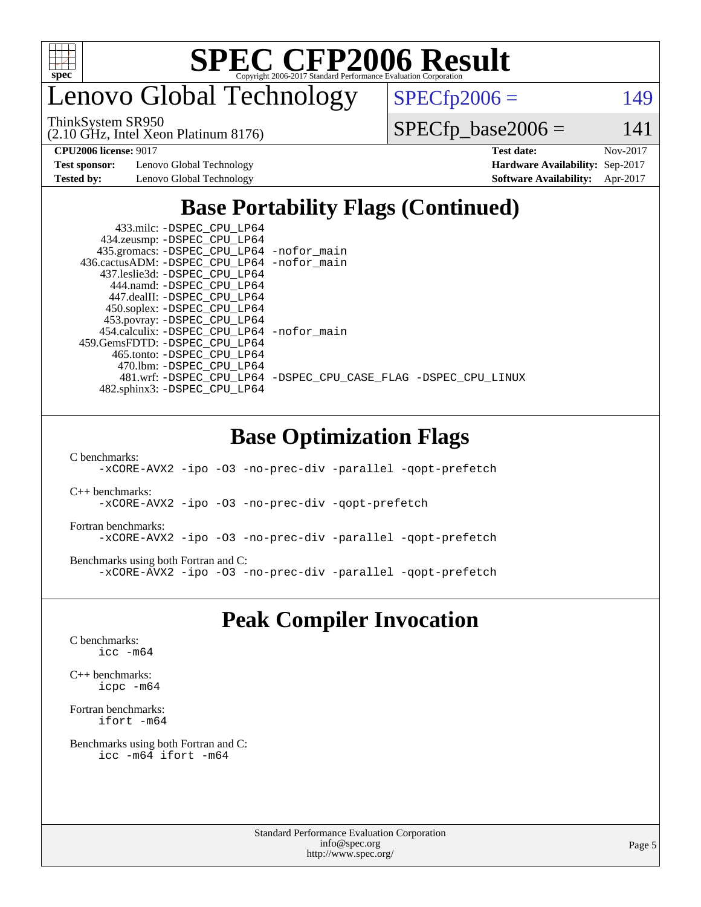# Lenovo Global Technology

ThinkSystem SR950
(2.10 GHz, Intel Xeon Platinum 8176)

SPECfp2006 = 149

SPECfp_base2006 = 141

**CPU2006 license:** 9017 **Test date:** Nov-2017
**Test sponsor:** Lenovo Global Technology **Hardware Availability:** Sep-2017
**Tested by:** Lenovo Global Technology **Software Availability:** Apr-2017

## Base Portability Flags (Continued)

```
      433.milc: -DSPEC_CPU_LP64
    434.zeusmp: -DSPEC_CPU_LP64
   435.gromacs: -DSPEC_CPU_LP64 -nofor_main
 436.cactusADM: -DSPEC_CPU_LP64 -nofor_main
   437.leslie3d: -DSPEC_CPU_LP64
     444.namd: -DSPEC_CPU_LP64
   447.dealII: -DSPEC_CPU_LP64
   450.soplex: -DSPEC_CPU_LP64
   453.povray: -DSPEC_CPU_LP64
  454.calculix: -DSPEC_CPU_LP64 -nofor_main
459.GemsFDTD: -DSPEC_CPU_LP64
    465.tonto: -DSPEC_CPU_LP64
      470.lbm: -DSPEC_CPU_LP64
      481.wrf: -DSPEC_CPU_LP64 -DSPEC_CPU_CASE_FLAG -DSPEC_CPU_LINUX
  482.sphinx3: -DSPEC_CPU_LP64
```

## Base Optimization Flags

C benchmarks:
```
-xCORE-AVX2 -ipo -O3 -no-prec-div -parallel -qopt-prefetch
```

C++ benchmarks:
```
-xCORE-AVX2 -ipo -O3 -no-prec-div -qopt-prefetch
```

Fortran benchmarks:
```
-xCORE-AVX2 -ipo -O3 -no-prec-div -parallel -qopt-prefetch
```

Benchmarks using both Fortran and C:
```
-xCORE-AVX2 -ipo -O3 -no-prec-div -parallel -qopt-prefetch
```

## Peak Compiler Invocation

C benchmarks:
```
icc -m64
```

C++ benchmarks:
```
icpc -m64
```

Fortran benchmarks:
```
ifort -m64
```

Benchmarks using both Fortran and C:
```
icc -m64 ifort -m64
```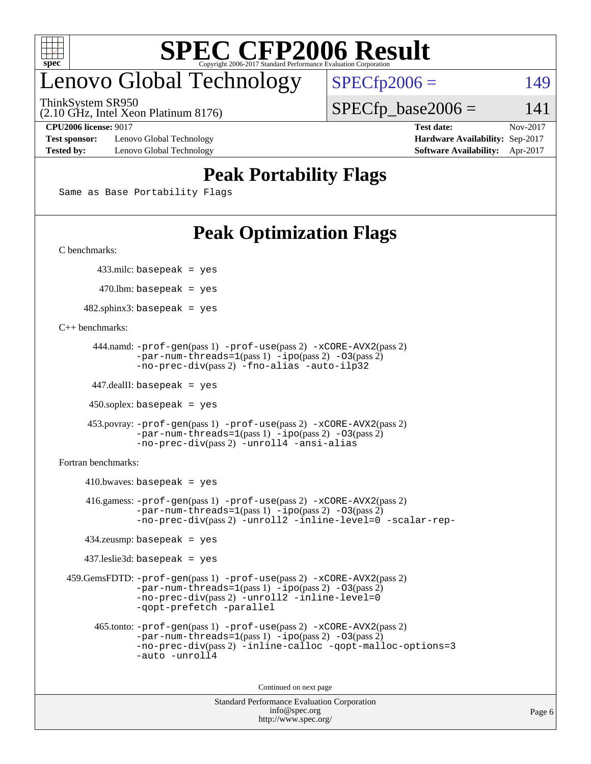# SPEC CFP2006 Result

Copyright 2006-2017 Standard Performance Evaluation Corporation

## Lenovo Global Technology

ThinkSystem SR950
(2.10 GHz, Intel Xeon Platinum 8176)

SPECfp2006 = 149

SPECfp_base2006 = 141

**CPU2006 license:** 9017
**Test sponsor:** Lenovo Global Technology
**Tested by:** Lenovo Global Technology

**Test date:** Nov-2017
**Hardware Availability:** Sep-2017
**Software Availability:** Apr-2017

## Peak Portability Flags

Same as Base Portability Flags

## Peak Optimization Flags

C benchmarks:

433.milc: basepeak = yes

470.lbm: basepeak = yes

482.sphinx3: basepeak = yes

C++ benchmarks:

444.namd: -prof-gen(pass 1) -prof-use(pass 2) -xCORE-AVX2(pass 2) -par-num-threads=1(pass 1) -ipo(pass 2) -O3(pass 2) -no-prec-div(pass 2) -fno-alias -auto-ilp32

447.dealII: basepeak = yes

450.soplex: basepeak = yes

453.povray: -prof-gen(pass 1) -prof-use(pass 2) -xCORE-AVX2(pass 2) -par-num-threads=1(pass 1) -ipo(pass 2) -O3(pass 2) -no-prec-div(pass 2) -unroll4 -ansi-alias

Fortran benchmarks:

410.bwaves: basepeak = yes

416.gamess: -prof-gen(pass 1) -prof-use(pass 2) -xCORE-AVX2(pass 2) -par-num-threads=1(pass 1) -ipo(pass 2) -O3(pass 2) -no-prec-div(pass 2) -unroll2 -inline-level=0 -scalar-rep-

434.zeusmp: basepeak = yes

437.leslie3d: basepeak = yes

459.GemsFDTD: -prof-gen(pass 1) -prof-use(pass 2) -xCORE-AVX2(pass 2) -par-num-threads=1(pass 1) -ipo(pass 2) -O3(pass 2) -no-prec-div(pass 2) -unroll2 -inline-level=0 -qopt-prefetch -parallel

465.tonto: -prof-gen(pass 1) -prof-use(pass 2) -xCORE-AVX2(pass 2) -par-num-threads=1(pass 1) -ipo(pass 2) -O3(pass 2) -no-prec-div(pass 2) -inline-calloc -qopt-malloc-options=3 -auto -unroll4

Continued on next page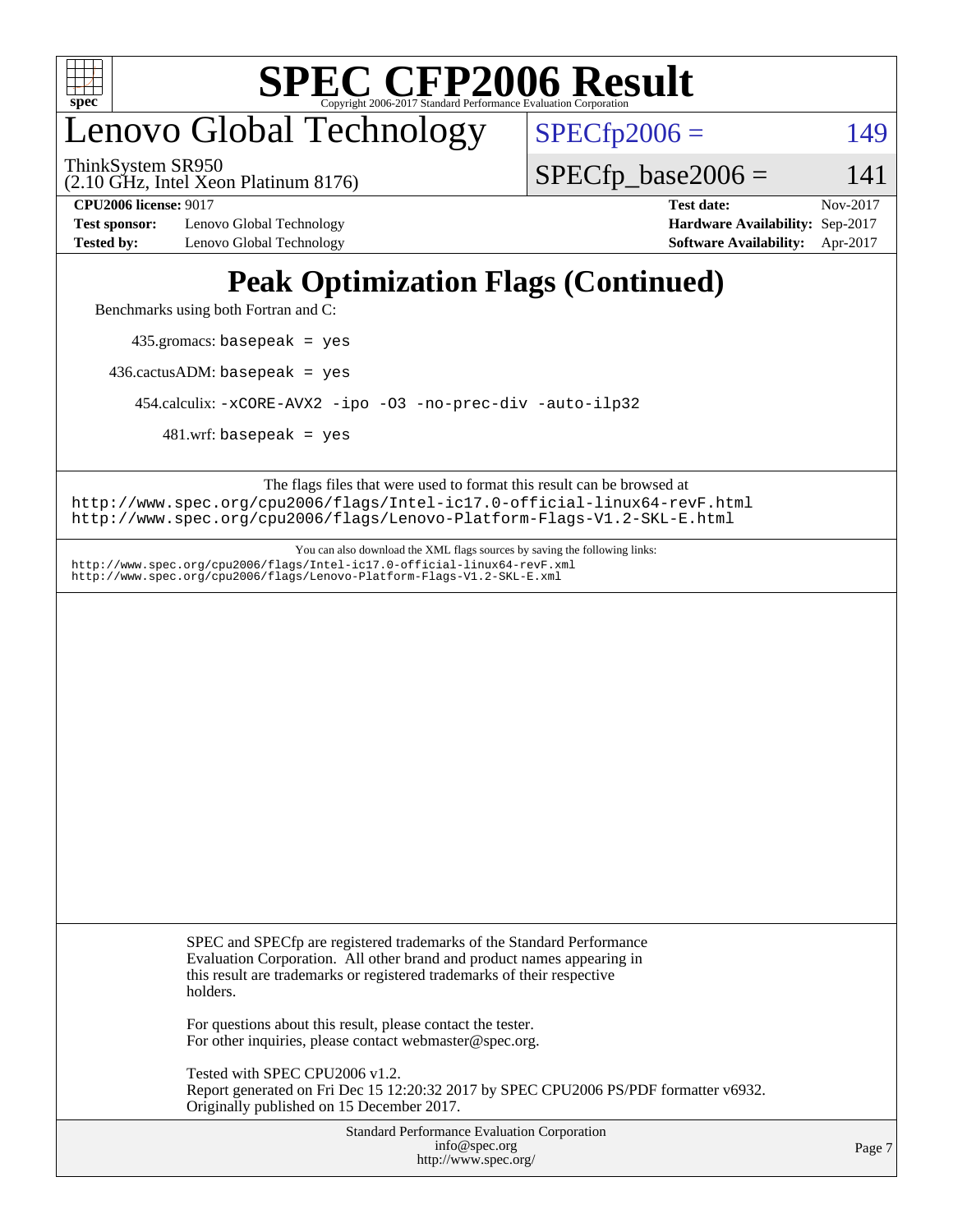# Lenovo Global Technology

ThinkSystem SR950
(2.10 GHz, Intel Xeon Platinum 8176)

SPECfp2006 = 149

SPECfp_base2006 = 141

| | | | |
|---|---|---|---|
| **CPU2006 license:** 9017 | | **Test date:** | Nov-2017 |
| **Test sponsor:** | Lenovo Global Technology | **Hardware Availability:** | Sep-2017 |
| **Tested by:** | Lenovo Global Technology | **Software Availability:** | Apr-2017 |

## Peak Optimization Flags (Continued)

Benchmarks using both Fortran and C:

435.gromacs: `basepeak = yes`

436.cactusADM: `basepeak = yes`

454.calculix: `-xCORE-AVX2 -ipo -O3 -no-prec-div -auto-ilp32`

481.wrf: `basepeak = yes`

The flags files that were used to format this result can be browsed at
http://www.spec.org/cpu2006/flags/Intel-ic17.0-official-linux64-revF.html
http://www.spec.org/cpu2006/flags/Lenovo-Platform-Flags-V1.2-SKL-E.html

You can also download the XML flags sources by saving the following links:
http://www.spec.org/cpu2006/flags/Intel-ic17.0-official-linux64-revF.xml
http://www.spec.org/cpu2006/flags/Lenovo-Platform-Flags-V1.2-SKL-E.xml

SPEC and SPECfp are registered trademarks of the Standard Performance Evaluation Corporation. All other brand and product names appearing in this result are trademarks or registered trademarks of their respective holders.

For questions about this result, please contact the tester.
For other inquiries, please contact webmaster@spec.org.

Tested with SPEC CPU2006 v1.2.
Report generated on Fri Dec 15 12:20:32 2017 by SPEC CPU2006 PS/PDF formatter v6932.
Originally published on 15 December 2017.